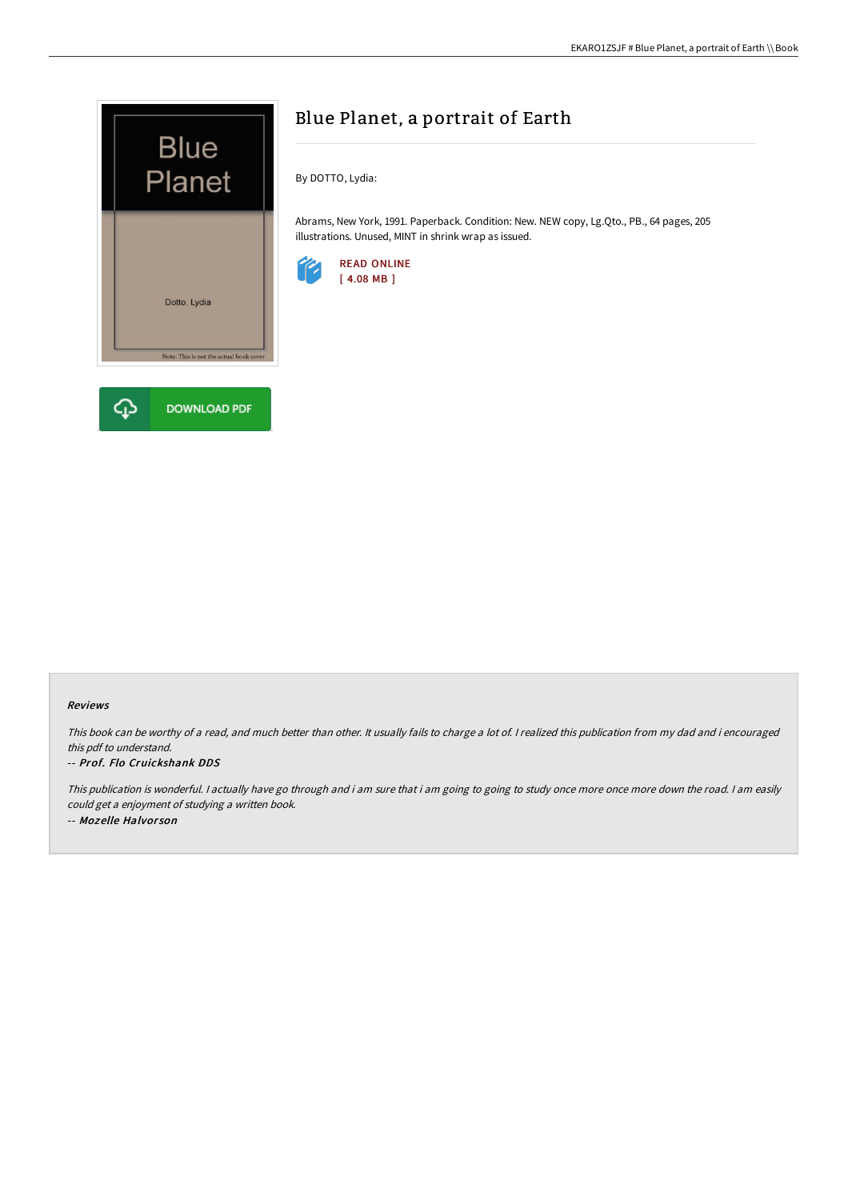# Blue Planet, a portrait of Earth

By DOTTO, Lydia:

Abrams, New York, 1991. Paperback. Condition: New. NEW copy, Lg.Qto., PB., 64 pages, 205 illustrations. Unused, MINT in shrink wrap as issued.

READ ONLINE
[ 4.08 MB ]

DOWNLOAD PDF

### Reviews

*This book can be worthy of a read, and much better than other. It usually fails to charge a lot of. I realized this publication from my dad and i encouraged this pdf to understand.*

-- ***Prof. Flo Cruickshank DDS***

*This publication is wonderful. I actually have go through and i am sure that i am going to going to study once more once more down the road. I am easily could get a enjoyment of studying a written book.*

-- ***Mozelle Halvorson***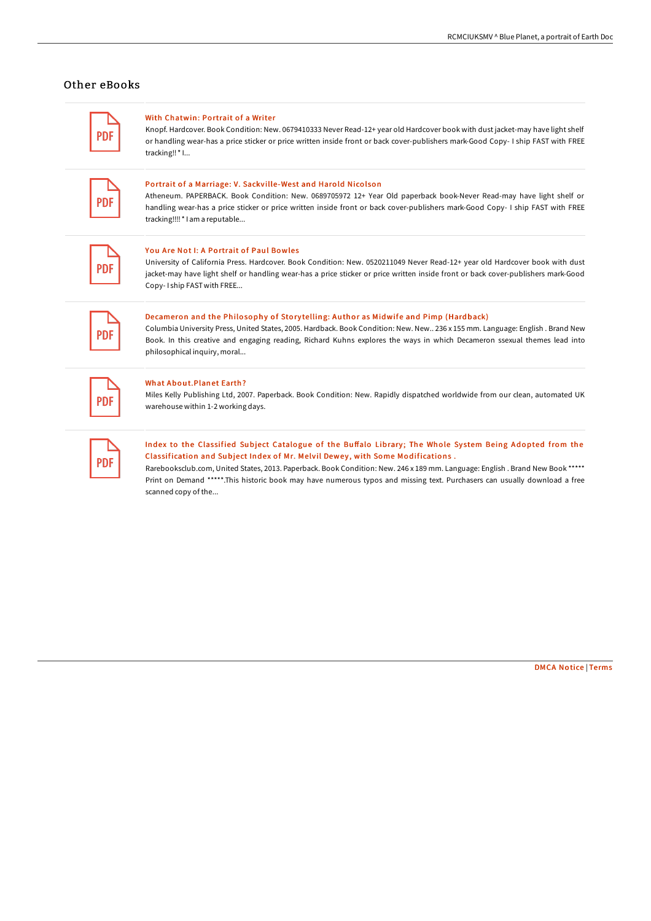## Other eBooks

### With Chatwin: Portrait of a Writer

Knopf. Hardcover. Book Condition: New. 0679410333 Never Read-12+ year old Hardcover book with dust jacket-may have light shelf or handling wear-has a price sticker or price written inside front or back cover-publishers mark-Good Copy- I ship FAST with FREE tracking!! * I...

### Portrait of a Marriage: V. Sackville-West and Harold Nicolson

Atheneum. PAPERBACK. Book Condition: New. 0689705972 12+ Year Old paperback book-Never Read-may have light shelf or handling wear-has a price sticker or price written inside front or back cover-publishers mark-Good Copy- I ship FAST with FREE tracking!!!! * I am a reputable...

### You Are Not I: A Portrait of Paul Bowles

University of California Press. Hardcover. Book Condition: New. 0520211049 Never Read-12+ year old Hardcover book with dust jacket-may have light shelf or handling wear-has a price sticker or price written inside front or back cover-publishers mark-Good Copy- I ship FAST with FREE...

### Decameron and the Philosophy of Storytelling: Author as Midwife and Pimp (Hardback)

Columbia University Press, United States, 2005. Hardback. Book Condition: New. New.. 236 x 155 mm. Language: English . Brand New Book. In this creative and engaging reading, Richard Kuhns explores the ways in which Decameron ssexual themes lead into philosophical inquiry, moral...

### What About.Planet Earth?

Miles Kelly Publishing Ltd, 2007. Paperback. Book Condition: New. Rapidly dispatched worldwide from our clean, automated UK warehouse within 1-2 working days.

### Index to the Classified Subject Catalogue of the Buffalo Library; The Whole System Being Adopted from the Classification and Subject Index of Mr. Melvil Dewey, with Some Modifications .

Rarebooksclub.com, United States, 2013. Paperback. Book Condition: New. 246 x 189 mm. Language: English . Brand New Book ***** Print on Demand *****.This historic book may have numerous typos and missing text. Purchasers can usually download a free scanned copy of the...